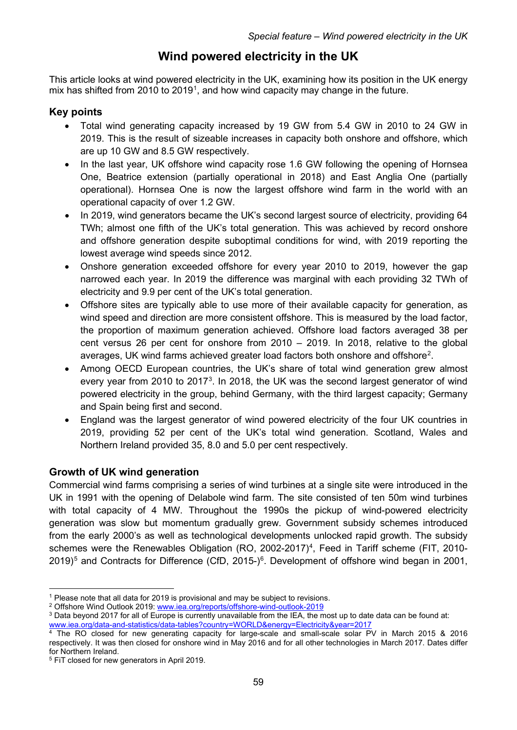# Wind powered electricity in the UK

This article looks at wind powered electricity in the UK, examining how its position in the UK energy mix has shifted from 2010 to 2019[1], and how wind capacity may change in the future.

## Key points

- Total wind generating capacity increased by 19 GW from 5.4 GW in 2010 to 24 GW in 2019. This is the result of sizeable increases in capacity both onshore and offshore, which are up 10 GW and 8.5 GW respectively.
- In the last year, UK offshore wind capacity rose 1.6 GW following the opening of Hornsea One, Beatrice extension (partially operational in 2018) and East Anglia One (partially operational). Hornsea One is now the largest offshore wind farm in the world with an operational capacity of over 1.2 GW.
- In 2019, wind generators became the UK's second largest source of electricity, providing 64 TWh; almost one fifth of the UK's total generation. This was achieved by record onshore and offshore generation despite suboptimal conditions for wind, with 2019 reporting the lowest average wind speeds since 2012.
- Onshore generation exceeded offshore for every year 2010 to 2019, however the gap narrowed each year. In 2019 the difference was marginal with each providing 32 TWh of electricity and 9.9 per cent of the UK's total generation.
- Offshore sites are typically able to use more of their available capacity for generation, as wind speed and direction are more consistent offshore. This is measured by the load factor, the proportion of maximum generation achieved. Offshore load factors averaged 38 per cent versus 26 per cent for onshore from 2010 – 2019. In 2018, relative to the global averages, UK wind farms achieved greater load factors both onshore and offshore[2].
- Among OECD European countries, the UK's share of total wind generation grew almost every year from 2010 to 2017[3]. In 2018, the UK was the second largest generator of wind powered electricity in the group, behind Germany, with the third largest capacity; Germany and Spain being first and second.
- England was the largest generator of wind powered electricity of the four UK countries in 2019, providing 52 per cent of the UK's total wind generation. Scotland, Wales and Northern Ireland provided 35, 8.0 and 5.0 per cent respectively.

## Growth of UK wind generation

Commercial wind farms comprising a series of wind turbines at a single site were introduced in the UK in 1991 with the opening of Delabole wind farm. The site consisted of ten 50m wind turbines with total capacity of 4 MW. Throughout the 1990s the pickup of wind-powered electricity generation was slow but momentum gradually grew. Government subsidy schemes introduced from the early 2000's as well as technological developments unlocked rapid growth. The subsidy schemes were the Renewables Obligation (RO, 2002-2017)[4], Feed in Tariff scheme (FIT, 2010-2019)[5] and Contracts for Difference (CfD, 2015-)[6]. Development of offshore wind began in 2001,

---

[1] Please note that all data for 2019 is provisional and may be subject to revisions.

[2] Offshore Wind Outlook 2019: www.iea.org/reports/offshore-wind-outlook-2019

[3] Data beyond 2017 for all of Europe is currently unavailable from the IEA, the most up to date data can be found at: www.iea.org/data-and-statistics/data-tables?country=WORLD&energy=Electricity&year=2017

[4] The RO closed for new generating capacity for large-scale and small-scale solar PV in March 2015 & 2016 respectively. It was then closed for onshore wind in May 2016 and for all other technologies in March 2017. Dates differ for Northern Ireland.

[5] FiT closed for new generators in April 2019.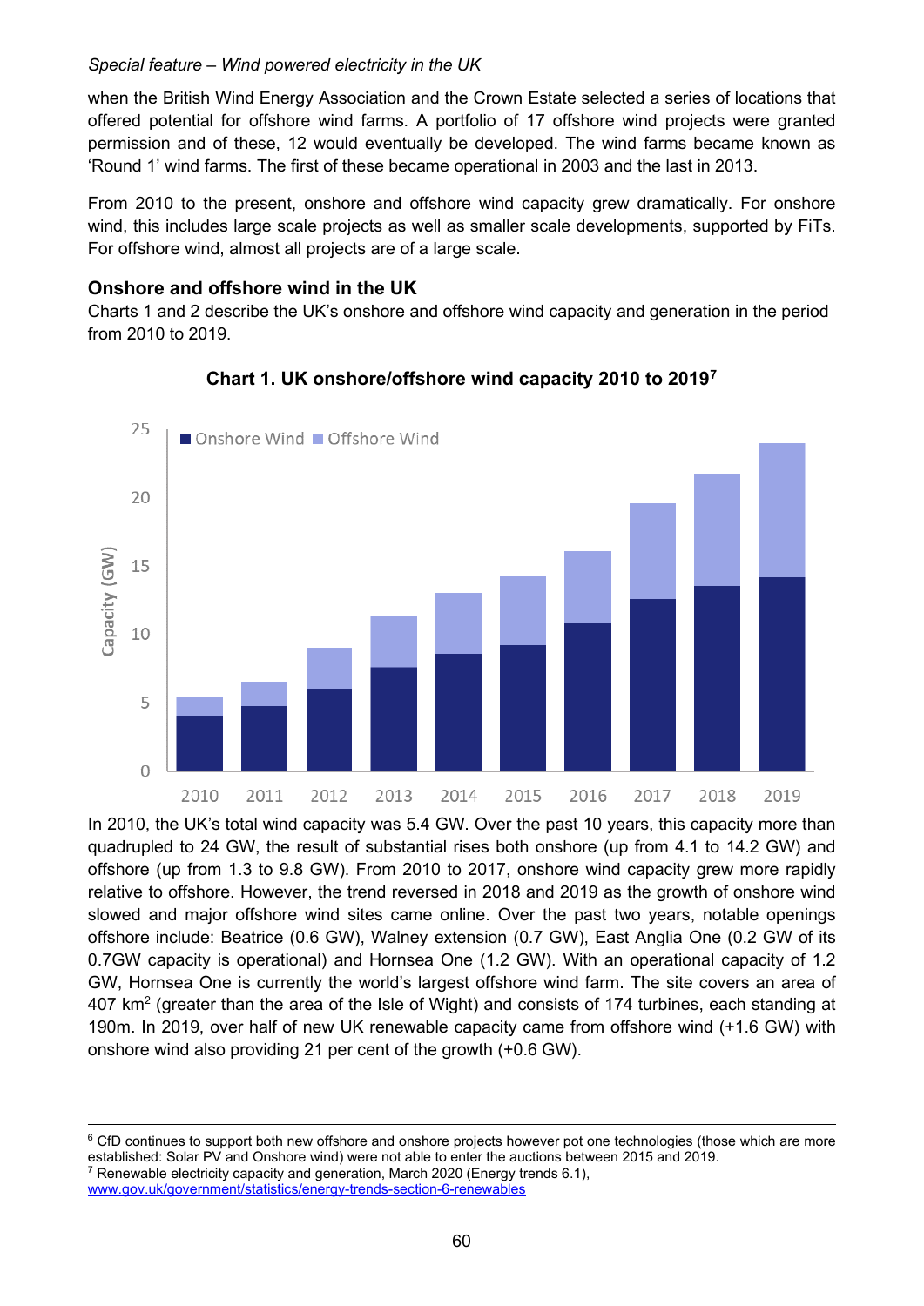when the British Wind Energy Association and the Crown Estate selected a series of locations that offered potential for offshore wind farms. A portfolio of 17 offshore wind projects were granted permission and of these, 12 would eventually be developed. The wind farms became known as 'Round 1' wind farms. The first of these became operational in 2003 and the last in 2013.

From 2010 to the present, onshore and offshore wind capacity grew dramatically. For onshore wind, this includes large scale projects as well as smaller scale developments, supported by FiTs. For offshore wind, almost all projects are of a large scale.

### Onshore and offshore wind in the UK

Charts 1 and 2 describe the UK's onshore and offshore wind capacity and generation in the period from 2010 to 2019.

**Chart 1. UK onshore/offshore wind capacity 2010 to 2019[7]**

In 2010, the UK's total wind capacity was 5.4 GW. Over the past 10 years, this capacity more than quadrupled to 24 GW, the result of substantial rises both onshore (up from 4.1 to 14.2 GW) and offshore (up from 1.3 to 9.8 GW). From 2010 to 2017, onshore wind capacity grew more rapidly relative to offshore. However, the trend reversed in 2018 and 2019 as the growth of onshore wind slowed and major offshore wind sites came online. Over the past two years, notable openings offshore include: Beatrice (0.6 GW), Walney extension (0.7 GW), East Anglia One (0.2 GW of its 0.7GW capacity is operational) and Hornsea One (1.2 GW). With an operational capacity of 1.2 GW, Hornsea One is currently the world's largest offshore wind farm. The site covers an area of 407 $km^2$ (greater than the area of the Isle of Wight) and consists of 174 turbines, each standing at 190m. In 2019, over half of new UK renewable capacity came from offshore wind (+1.6 GW) with onshore wind also providing 21 per cent of the growth (+0.6 GW).

---

[6] CfD continues to support both new offshore and onshore projects however pot one technologies (those which are more established: Solar PV and Onshore wind) were not able to enter the auctions between 2015 and 2019.

[7] Renewable electricity capacity and generation, March 2020 (Energy trends 6.1), www.gov.uk/government/statistics/energy-trends-section-6-renewables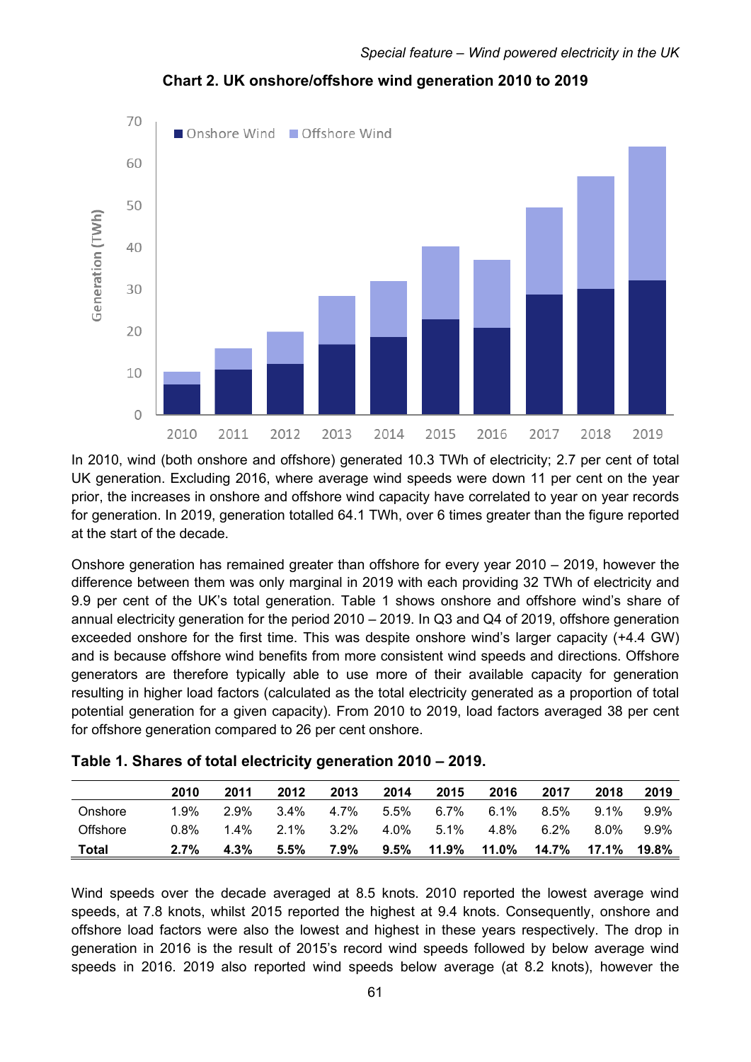**Chart 2. UK onshore/offshore wind generation 2010 to 2019**

In 2010, wind (both onshore and offshore) generated 10.3 TWh of electricity; 2.7 per cent of total UK generation. Excluding 2016, where average wind speeds were down 11 per cent on the year prior, the increases in onshore and offshore wind capacity have correlated to year on year records for generation. In 2019, generation totalled 64.1 TWh, over 6 times greater than the figure reported at the start of the decade.

Onshore generation has remained greater than offshore for every year 2010 – 2019, however the difference between them was only marginal in 2019 with each providing 32 TWh of electricity and 9.9 per cent of the UK's total generation. Table 1 shows onshore and offshore wind's share of annual electricity generation for the period 2010 – 2019. In Q3 and Q4 of 2019, offshore generation exceeded onshore for the first time. This was despite onshore wind's larger capacity (+4.4 GW) and is because offshore wind benefits from more consistent wind speeds and directions. Offshore generators are therefore typically able to use more of their available capacity for generation resulting in higher load factors (calculated as the total electricity generated as a proportion of total potential generation for a given capacity). From 2010 to 2019, load factors averaged 38 per cent for offshore generation compared to 26 per cent onshore.

**Table 1. Shares of total electricity generation 2010 – 2019.**

| | 2010 | 2011 | 2012 | 2013 | 2014 | 2015 | 2016 | 2017 | 2018 | 2019 |
|---|---|---|---|---|---|---|---|---|---|---|
| Onshore | 1.9% | 2.9% | 3.4% | 4.7% | 5.5% | 6.7% | 6.1% | 8.5% | 9.1% | 9.9% |
| Offshore | 0.8% | 1.4% | 2.1% | 3.2% | 4.0% | 5.1% | 4.8% | 6.2% | 8.0% | 9.9% |
| **Total** | **2.7%** | **4.3%** | **5.5%** | **7.9%** | **9.5%** | **11.9%** | **11.0%** | **14.7%** | **17.1%** | **19.8%** |

Wind speeds over the decade averaged at 8.5 knots. 2010 reported the lowest average wind speeds, at 7.8 knots, whilst 2015 reported the highest at 9.4 knots. Consequently, onshore and offshore load factors were also the lowest and highest in these years respectively. The drop in generation in 2016 is the result of 2015's record wind speeds followed by below average wind speeds in 2016. 2019 also reported wind speeds below average (at 8.2 knots), however the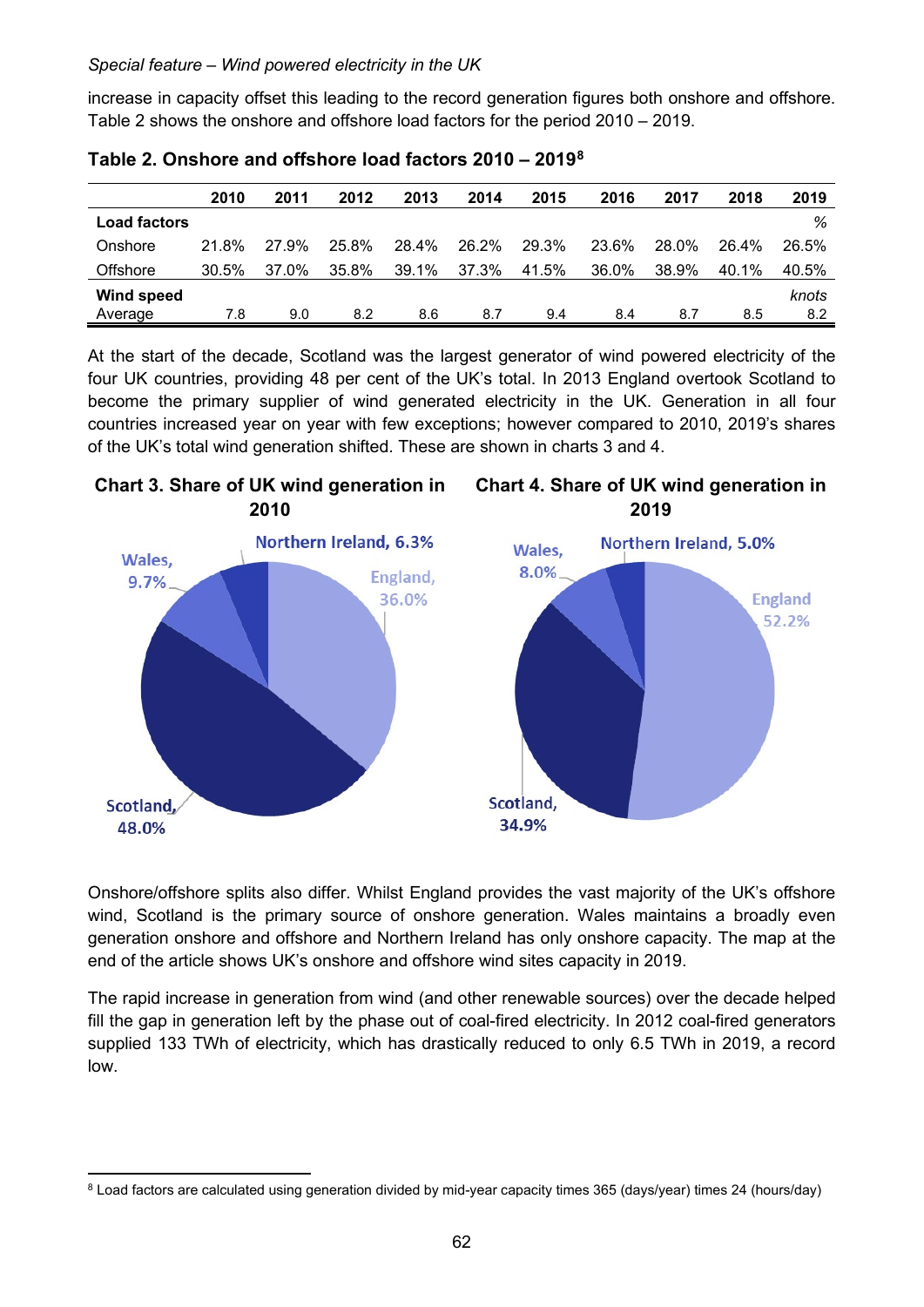increase in capacity offset this leading to the record generation figures both onshore and offshore. Table 2 shows the onshore and offshore load factors for the period 2010 – 2019.

### Table 2. Onshore and offshore load factors 2010 – 2019[8]

| | 2010 | 2011 | 2012 | 2013 | 2014 | 2015 | 2016 | 2017 | 2018 | 2019 |
|---|---|---|---|---|---|---|---|---|---|---|
| **Load factors** | | | | | | | | | | % |
| Onshore | 21.8% | 27.9% | 25.8% | 28.4% | 26.2% | 29.3% | 23.6% | 28.0% | 26.4% | 26.5% |
| Offshore | 30.5% | 37.0% | 35.8% | 39.1% | 37.3% | 41.5% | 36.0% | 38.9% | 40.1% | 40.5% |
| **Wind speed** | | | | | | | | | | knots |
| Average | 7.8 | 9.0 | 8.2 | 8.6 | 8.7 | 9.4 | 8.4 | 8.7 | 8.5 | 8.2 |

At the start of the decade, Scotland was the largest generator of wind powered electricity of the four UK countries, providing 48 per cent of the UK's total. In 2013 England overtook Scotland to become the primary supplier of wind generated electricity in the UK. Generation in all four countries increased year on year with few exceptions; however compared to 2010, 2019's shares of the UK's total wind generation shifted. These are shown in charts 3 and 4.

**Chart 3. Share of UK wind generation in 2010**

Northern Ireland, 6.3%; England, 36.0%; Scotland, 48.0%; Wales, 9.7%

**Chart 4. Share of UK wind generation in 2019**

Northern Ireland, 5.0%; England 52.2%; Scotland, 34.9%; Wales, 8.0%

Onshore/offshore splits also differ. Whilst England provides the vast majority of the UK's offshore wind, Scotland is the primary source of onshore generation. Wales maintains a broadly even generation onshore and offshore and Northern Ireland has only onshore capacity. The map at the end of the article shows UK's onshore and offshore wind sites capacity in 2019.

The rapid increase in generation from wind (and other renewable sources) over the decade helped fill the gap in generation left by the phase out of coal-fired electricity. In 2012 coal-fired generators supplied 133 TWh of electricity, which has drastically reduced to only 6.5 TWh in 2019, a record low.

[8] Load factors are calculated using generation divided by mid-year capacity times 365 (days/year) times 24 (hours/day)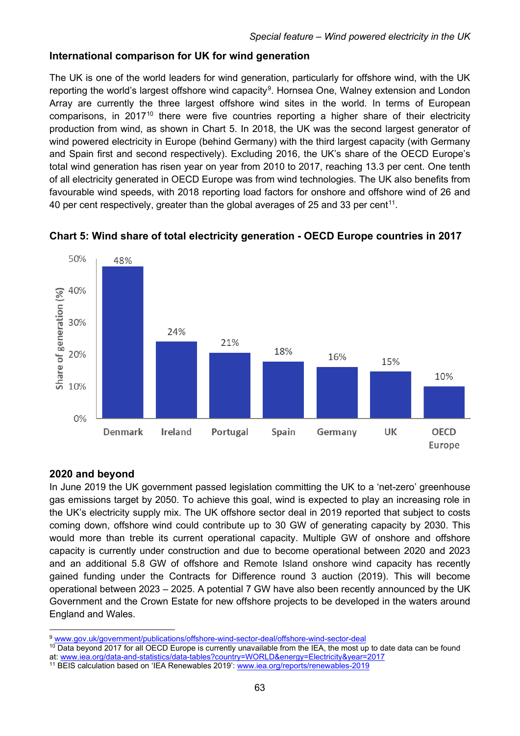## International comparison for UK for wind generation

The UK is one of the world leaders for wind generation, particularly for offshore wind, with the UK reporting the world's largest offshore wind capacity[9]. Hornsea One, Walney extension and London Array are currently the three largest offshore wind sites in the world. In terms of European comparisons, in 2017[10] there were five countries reporting a higher share of their electricity production from wind, as shown in Chart 5. In 2018, the UK was the second largest generator of wind powered electricity in Europe (behind Germany) with the third largest capacity (with Germany and Spain first and second respectively). Excluding 2016, the UK's share of the OECD Europe's total wind generation has risen year on year from 2010 to 2017, reaching 13.3 per cent. One tenth of all electricity generated in OECD Europe was from wind technologies. The UK also benefits from favourable wind speeds, with 2018 reporting load factors for onshore and offshore wind of 26 and 40 per cent respectively, greater than the global averages of 25 and 33 per cent[11].

**Chart 5: Wind share of total electricity generation - OECD Europe countries in 2017**

| Country | Share of generation (%) |
| --- | --- |
| Denmark | 48% |
| Ireland | 24% |
| Portugal | 21% |
| Spain | 18% |
| Germany | 16% |
| UK | 15% |
| OECD Europe | 10% |

## 2020 and beyond

In June 2019 the UK government passed legislation committing the UK to a 'net-zero' greenhouse gas emissions target by 2050. To achieve this goal, wind is expected to play an increasing role in the UK's electricity supply mix. The UK offshore sector deal in 2019 reported that subject to costs coming down, offshore wind could contribute up to 30 GW of generating capacity by 2030. This would more than treble its current operational capacity. Multiple GW of onshore and offshore capacity is currently under construction and due to become operational between 2020 and 2023 and an additional 5.8 GW of offshore and Remote Island onshore wind capacity has recently gained funding under the Contracts for Difference round 3 auction (2019). This will become operational between 2023 – 2025. A potential 7 GW have also been recently announced by the UK Government and the Crown Estate for new offshore projects to be developed in the waters around England and Wales.

[9] www.gov.uk/government/publications/offshore-wind-sector-deal/offshore-wind-sector-deal

[10] Data beyond 2017 for all OECD Europe is currently unavailable from the IEA, the most up to date data can be found at: www.iea.org/data-and-statistics/data-tables?country=WORLD&energy=Electricity&year=2017

[11] BEIS calculation based on 'IEA Renewables 2019': www.iea.org/reports/renewables-2019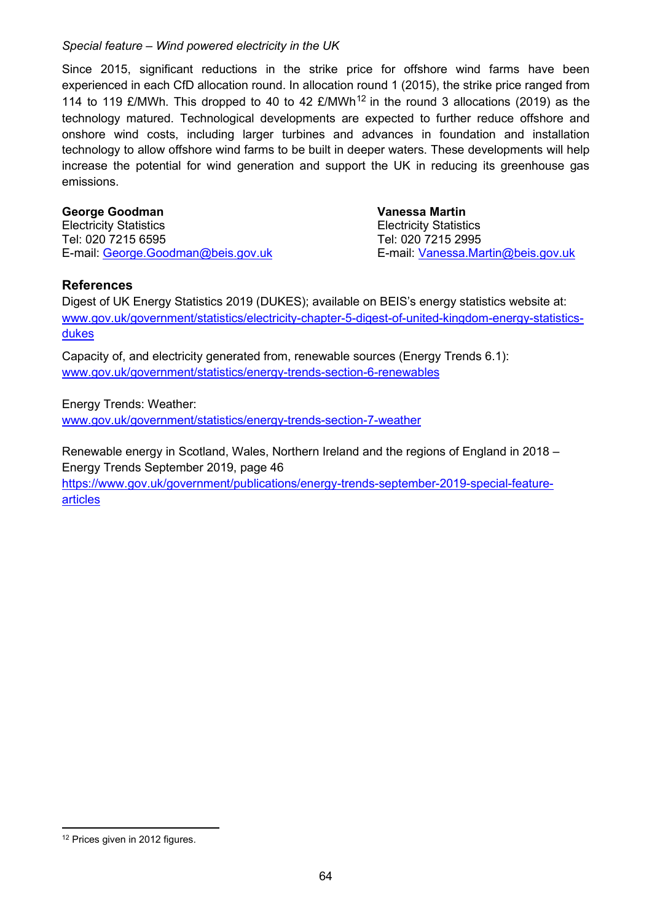Since 2015, significant reductions in the strike price for offshore wind farms have been experienced in each CfD allocation round. In allocation round 1 (2015), the strike price ranged from 114 to 119 £/MWh. This dropped to 40 to 42 £/MWh[12] in the round 3 allocations (2019) as the technology matured. Technological developments are expected to further reduce offshore and onshore wind costs, including larger turbines and advances in foundation and installation technology to allow offshore wind farms to be built in deeper waters. These developments will help increase the potential for wind generation and support the UK in reducing its greenhouse gas emissions.

**George Goodman**
Electricity Statistics
Tel: 020 7215 6595
E-mail: George.Goodman@beis.gov.uk

**Vanessa Martin**
Electricity Statistics
Tel: 020 7215 2995
E-mail: Vanessa.Martin@beis.gov.uk

## References

Digest of UK Energy Statistics 2019 (DUKES); available on BEIS's energy statistics website at:
www.gov.uk/government/statistics/electricity-chapter-5-digest-of-united-kingdom-energy-statistics-dukes

Capacity of, and electricity generated from, renewable sources (Energy Trends 6.1):
www.gov.uk/government/statistics/energy-trends-section-6-renewables

Energy Trends: Weather:
www.gov.uk/government/statistics/energy-trends-section-7-weather

Renewable energy in Scotland, Wales, Northern Ireland and the regions of England in 2018 – Energy Trends September 2019, page 46
https://www.gov.uk/government/publications/energy-trends-september-2019-special-feature-articles

[12] Prices given in 2012 figures.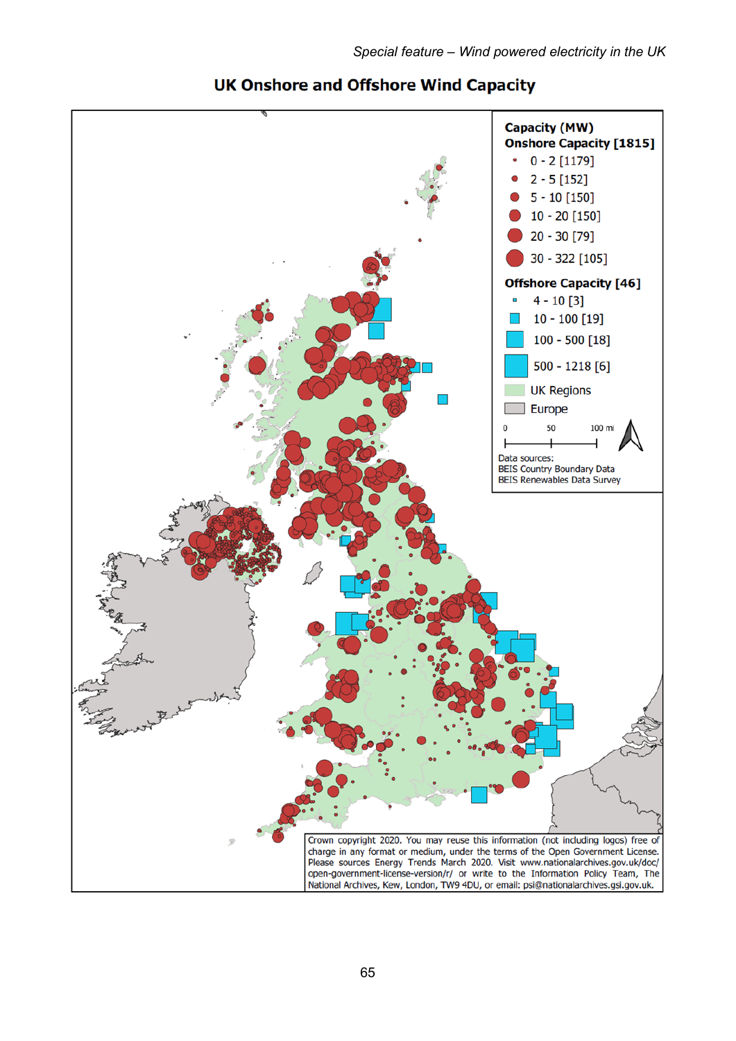## UK Onshore and Offshore Wind Capacity

**Capacity (MW)**

**Onshore Capacity [1815]**

- 0 - 2 [1179]
- 2 - 5 [152]
- 5 - 10 [150]
- 10 - 20 [150]
- 20 - 30 [79]
- 30 - 322 [105]

**Offshore Capacity [46]**

- 4 - 10 [3]
- 10 - 100 [19]
- 100 - 500 [18]
- 500 - 1218 [6]

UK Regions

Europe

0 50 100 mi

Data sources:
BEIS Country Boundary Data
BEIS Renewables Data Survey

Crown copyright 2020. You may reuse this information (not including logos) free of charge in any format or medium, under the terms of the Open Government License. Please sources Energy Trends March 2020. Visit www.nationalarchives.gov.uk/doc/open-government-license-version/r/ or write to the Information Policy Team, The National Archives, Kew, London, TW9 4DU, or email: psi@nationalarchives.gsi.gov.uk.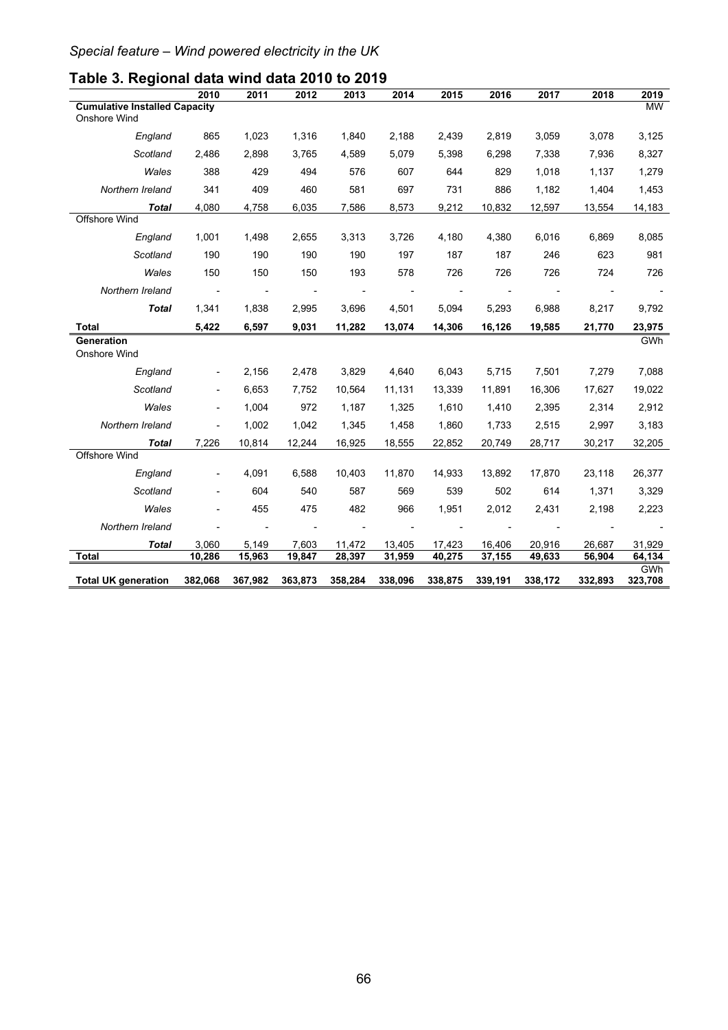*Special feature – Wind powered electricity in the UK*

## Table 3. Regional data wind data 2010 to 2019

| | 2010 | 2011 | 2012 | 2013 | 2014 | 2015 | 2016 | 2017 | 2018 | 2019 |
|---|---|---|---|---|---|---|---|---|---|---|
| **Cumulative Installed Capacity** | | | | | | | | | | MW |
| Onshore Wind | | | | | | | | | | |
| *England* | 865 | 1,023 | 1,316 | 1,840 | 2,188 | 2,439 | 2,819 | 3,059 | 3,078 | 3,125 |
| *Scotland* | 2,486 | 2,898 | 3,765 | 4,589 | 5,079 | 5,398 | 6,298 | 7,338 | 7,936 | 8,327 |
| *Wales* | 388 | 429 | 494 | 576 | 607 | 644 | 829 | 1,018 | 1,137 | 1,279 |
| *Northern Ireland* | 341 | 409 | 460 | 581 | 697 | 731 | 886 | 1,182 | 1,404 | 1,453 |
| ***Total*** | 4,080 | 4,758 | 6,035 | 7,586 | 8,573 | 9,212 | 10,832 | 12,597 | 13,554 | 14,183 |
| Offshore Wind | | | | | | | | | | |
| *England* | 1,001 | 1,498 | 2,655 | 3,313 | 3,726 | 4,180 | 4,380 | 6,016 | 6,869 | 8,085 |
| *Scotland* | 190 | 190 | 190 | 190 | 197 | 187 | 187 | 246 | 623 | 981 |
| *Wales* | 150 | 150 | 150 | 193 | 578 | 726 | 726 | 726 | 724 | 726 |
| *Northern Ireland* | - | - | - | - | - | - | - | - | - | - |
| ***Total*** | 1,341 | 1,838 | 2,995 | 3,696 | 4,501 | 5,094 | 5,293 | 6,988 | 8,217 | 9,792 |
| **Total** | **5,422** | **6,597** | **9,031** | **11,282** | **13,074** | **14,306** | **16,126** | **19,585** | **21,770** | **23,975** |
| **Generation** | | | | | | | | | | GWh |
| Onshore Wind | | | | | | | | | | |
| *England* | - | 2,156 | 2,478 | 3,829 | 4,640 | 6,043 | 5,715 | 7,501 | 7,279 | 7,088 |
| *Scotland* | - | 6,653 | 7,752 | 10,564 | 11,131 | 13,339 | 11,891 | 16,306 | 17,627 | 19,022 |
| *Wales* | - | 1,004 | 972 | 1,187 | 1,325 | 1,610 | 1,410 | 2,395 | 2,314 | 2,912 |
| *Northern Ireland* | - | 1,002 | 1,042 | 1,345 | 1,458 | 1,860 | 1,733 | 2,515 | 2,997 | 3,183 |
| ***Total*** | 7,226 | 10,814 | 12,244 | 16,925 | 18,555 | 22,852 | 20,749 | 28,717 | 30,217 | 32,205 |
| Offshore Wind | | | | | | | | | | |
| *England* | - | 4,091 | 6,588 | 10,403 | 11,870 | 14,933 | 13,892 | 17,870 | 23,118 | 26,377 |
| *Scotland* | - | 604 | 540 | 587 | 569 | 539 | 502 | 614 | 1,371 | 3,329 |
| *Wales* | - | 455 | 475 | 482 | 966 | 1,951 | 2,012 | 2,431 | 2,198 | 2,223 |
| *Northern Ireland* | - | - | - | - | - | - | - | - | - | - |
| ***Total*** | 3,060 | 5,149 | 7,603 | 11,472 | 13,405 | 17,423 | 16,406 | 20,916 | 26,687 | 31,929 |
| **Total** | 10,286 | 15,963 | 19,847 | 28,397 | 31,959 | 40,275 | 37,155 | 49,633 | 56,904 | 64,134 |
| | | | | | | | | | | GWh |
| **Total UK generation** | 382,068 | 367,982 | 363,873 | 358,284 | 338,096 | 338,875 | 339,191 | 338,172 | 332,893 | 323,708 |